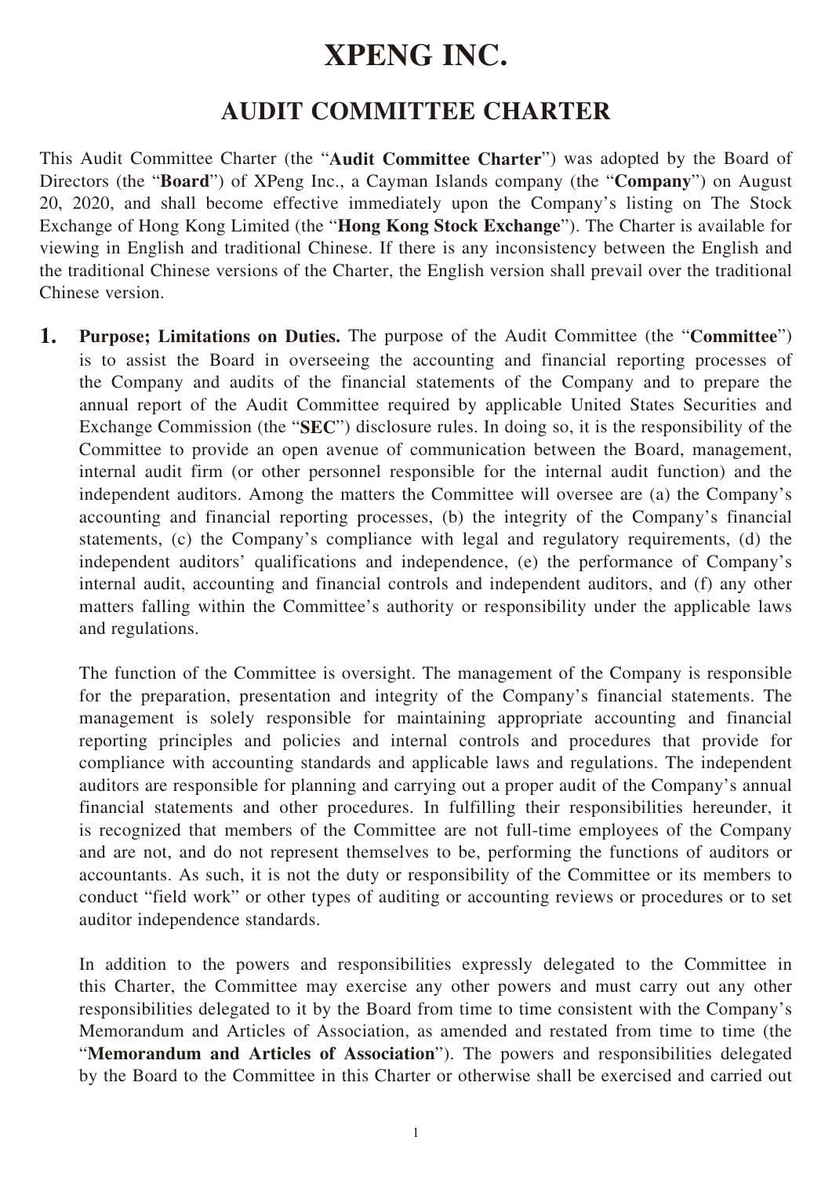# XPENG INC.

## AUDIT COMMITTEE CHARTER

This Audit Committee Charter (the "**Audit Committee Charter**") was adopted by the Board of Directors (the "**Board**") of XPeng Inc., a Cayman Islands company (the "**Company**") on August 20, 2020, and shall become effective immediately upon the Company's listing on The Stock Exchange of Hong Kong Limited (the "**Hong Kong Stock Exchange**"). The Charter is available for viewing in English and traditional Chinese. If there is any inconsistency between the English and the traditional Chinese versions of the Charter, the English version shall prevail over the traditional Chinese version.

**1. Purpose; Limitations on Duties.** The purpose of the Audit Committee (the "**Committee**") is to assist the Board in overseeing the accounting and financial reporting processes of the Company and audits of the financial statements of the Company and to prepare the annual report of the Audit Committee required by applicable United States Securities and Exchange Commission (the "**SEC**") disclosure rules. In doing so, it is the responsibility of the Committee to provide an open avenue of communication between the Board, management, internal audit firm (or other personnel responsible for the internal audit function) and the independent auditors. Among the matters the Committee will oversee are (a) the Company's accounting and financial reporting processes, (b) the integrity of the Company's financial statements, (c) the Company's compliance with legal and regulatory requirements, (d) the independent auditors' qualifications and independence, (e) the performance of Company's internal audit, accounting and financial controls and independent auditors, and (f) any other matters falling within the Committee's authority or responsibility under the applicable laws and regulations.

The function of the Committee is oversight. The management of the Company is responsible for the preparation, presentation and integrity of the Company's financial statements. The management is solely responsible for maintaining appropriate accounting and financial reporting principles and policies and internal controls and procedures that provide for compliance with accounting standards and applicable laws and regulations. The independent auditors are responsible for planning and carrying out a proper audit of the Company's annual financial statements and other procedures. In fulfilling their responsibilities hereunder, it is recognized that members of the Committee are not full-time employees of the Company and are not, and do not represent themselves to be, performing the functions of auditors or accountants. As such, it is not the duty or responsibility of the Committee or its members to conduct "field work" or other types of auditing or accounting reviews or procedures or to set auditor independence standards.

In addition to the powers and responsibilities expressly delegated to the Committee in this Charter, the Committee may exercise any other powers and must carry out any other responsibilities delegated to it by the Board from time to time consistent with the Company's Memorandum and Articles of Association, as amended and restated from time to time (the "**Memorandum and Articles of Association**"). The powers and responsibilities delegated by the Board to the Committee in this Charter or otherwise shall be exercised and carried out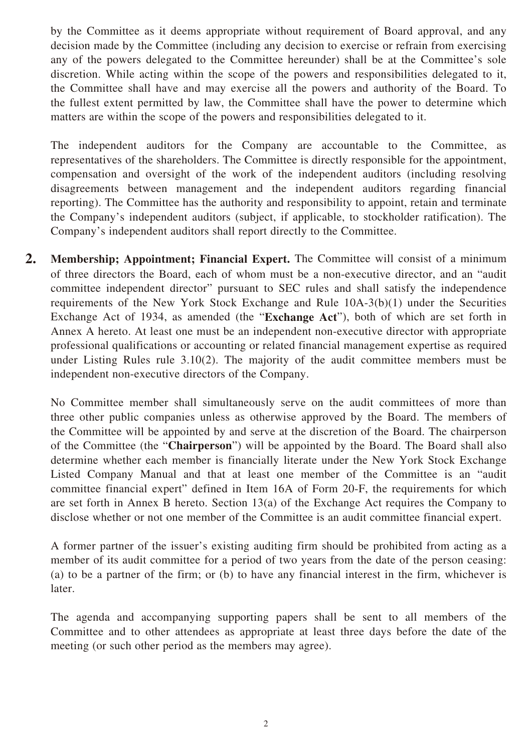by the Committee as it deems appropriate without requirement of Board approval, and any decision made by the Committee (including any decision to exercise or refrain from exercising any of the powers delegated to the Committee hereunder) shall be at the Committee's sole discretion. While acting within the scope of the powers and responsibilities delegated to it, the Committee shall have and may exercise all the powers and authority of the Board. To the fullest extent permitted by law, the Committee shall have the power to determine which matters are within the scope of the powers and responsibilities delegated to it.

The independent auditors for the Company are accountable to the Committee, as representatives of the shareholders. The Committee is directly responsible for the appointment, compensation and oversight of the work of the independent auditors (including resolving disagreements between management and the independent auditors regarding financial reporting). The Committee has the authority and responsibility to appoint, retain and terminate the Company's independent auditors (subject, if applicable, to stockholder ratification). The Company's independent auditors shall report directly to the Committee.

**2. Membership; Appointment; Financial Expert.** The Committee will consist of a minimum of three directors the Board, each of whom must be a non-executive director, and an "audit committee independent director" pursuant to SEC rules and shall satisfy the independence requirements of the New York Stock Exchange and Rule 10A-3(b)(1) under the Securities Exchange Act of 1934, as amended (the "**Exchange Act**"), both of which are set forth in Annex A hereto. At least one must be an independent non-executive director with appropriate professional qualifications or accounting or related financial management expertise as required under Listing Rules rule 3.10(2). The majority of the audit committee members must be independent non-executive directors of the Company.

No Committee member shall simultaneously serve on the audit committees of more than three other public companies unless as otherwise approved by the Board. The members of the Committee will be appointed by and serve at the discretion of the Board. The chairperson of the Committee (the "**Chairperson**") will be appointed by the Board. The Board shall also determine whether each member is financially literate under the New York Stock Exchange Listed Company Manual and that at least one member of the Committee is an "audit committee financial expert" defined in Item 16A of Form 20-F, the requirements for which are set forth in Annex B hereto. Section 13(a) of the Exchange Act requires the Company to disclose whether or not one member of the Committee is an audit committee financial expert.

A former partner of the issuer's existing auditing firm should be prohibited from acting as a member of its audit committee for a period of two years from the date of the person ceasing: (a) to be a partner of the firm; or (b) to have any financial interest in the firm, whichever is later.

The agenda and accompanying supporting papers shall be sent to all members of the Committee and to other attendees as appropriate at least three days before the date of the meeting (or such other period as the members may agree).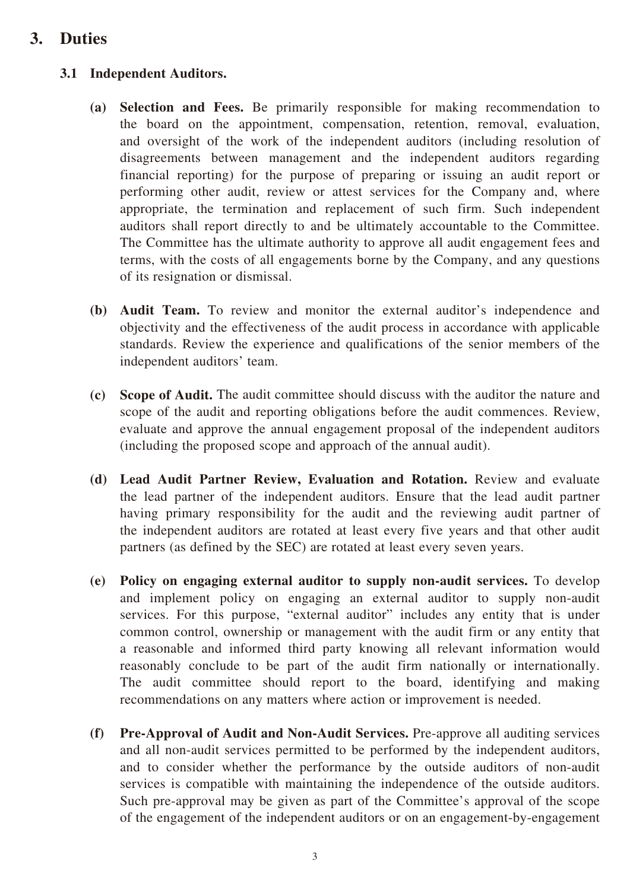# 3. Duties

## 3.1 Independent Auditors.

**(a) Selection and Fees.** Be primarily responsible for making recommendation to the board on the appointment, compensation, retention, removal, evaluation, and oversight of the work of the independent auditors (including resolution of disagreements between management and the independent auditors regarding financial reporting) for the purpose of preparing or issuing an audit report or performing other audit, review or attest services for the Company and, where appropriate, the termination and replacement of such firm. Such independent auditors shall report directly to and be ultimately accountable to the Committee. The Committee has the ultimate authority to approve all audit engagement fees and terms, with the costs of all engagements borne by the Company, and any questions of its resignation or dismissal.

**(b) Audit Team.** To review and monitor the external auditor's independence and objectivity and the effectiveness of the audit process in accordance with applicable standards. Review the experience and qualifications of the senior members of the independent auditors' team.

**(c) Scope of Audit.** The audit committee should discuss with the auditor the nature and scope of the audit and reporting obligations before the audit commences. Review, evaluate and approve the annual engagement proposal of the independent auditors (including the proposed scope and approach of the annual audit).

**(d) Lead Audit Partner Review, Evaluation and Rotation.** Review and evaluate the lead partner of the independent auditors. Ensure that the lead audit partner having primary responsibility for the audit and the reviewing audit partner of the independent auditors are rotated at least every five years and that other audit partners (as defined by the SEC) are rotated at least every seven years.

**(e) Policy on engaging external auditor to supply non-audit services.** To develop and implement policy on engaging an external auditor to supply non-audit services. For this purpose, "external auditor" includes any entity that is under common control, ownership or management with the audit firm or any entity that a reasonable and informed third party knowing all relevant information would reasonably conclude to be part of the audit firm nationally or internationally. The audit committee should report to the board, identifying and making recommendations on any matters where action or improvement is needed.

**(f) Pre-Approval of Audit and Non-Audit Services.** Pre-approve all auditing services and all non-audit services permitted to be performed by the independent auditors, and to consider whether the performance by the outside auditors of non-audit services is compatible with maintaining the independence of the outside auditors. Such pre-approval may be given as part of the Committee's approval of the scope of the engagement of the independent auditors or on an engagement-by-engagement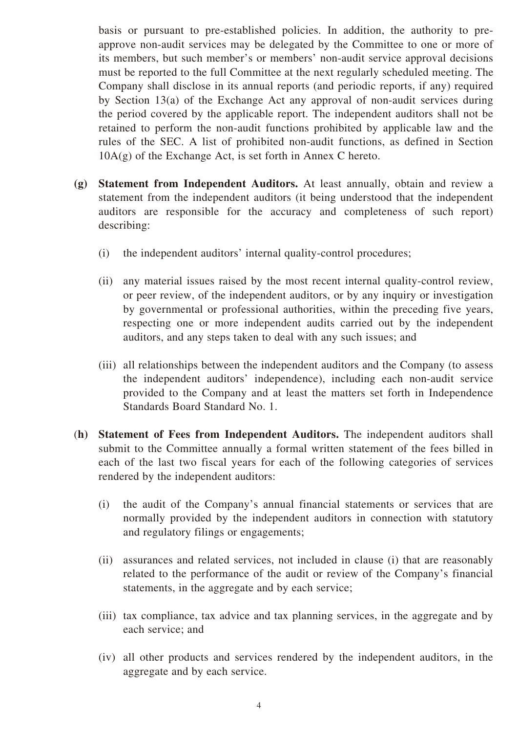basis or pursuant to pre-established policies. In addition, the authority to pre-approve non-audit services may be delegated by the Committee to one or more of its members, but such member's or members' non-audit service approval decisions must be reported to the full Committee at the next regularly scheduled meeting. The Company shall disclose in its annual reports (and periodic reports, if any) required by Section 13(a) of the Exchange Act any approval of non-audit services during the period covered by the applicable report. The independent auditors shall not be retained to perform the non-audit functions prohibited by applicable law and the rules of the SEC. A list of prohibited non-audit functions, as defined in Section 10A(g) of the Exchange Act, is set forth in Annex C hereto.

**(g) Statement from Independent Auditors.** At least annually, obtain and review a statement from the independent auditors (it being understood that the independent auditors are responsible for the accuracy and completeness of such report) describing:

(i) the independent auditors' internal quality-control procedures;

(ii) any material issues raised by the most recent internal quality-control review, or peer review, of the independent auditors, or by any inquiry or investigation by governmental or professional authorities, within the preceding five years, respecting one or more independent audits carried out by the independent auditors, and any steps taken to deal with any such issues; and

(iii) all relationships between the independent auditors and the Company (to assess the independent auditors' independence), including each non-audit service provided to the Company and at least the matters set forth in Independence Standards Board Standard No. 1.

**(h) Statement of Fees from Independent Auditors.** The independent auditors shall submit to the Committee annually a formal written statement of the fees billed in each of the last two fiscal years for each of the following categories of services rendered by the independent auditors:

(i) the audit of the Company's annual financial statements or services that are normally provided by the independent auditors in connection with statutory and regulatory filings or engagements;

(ii) assurances and related services, not included in clause (i) that are reasonably related to the performance of the audit or review of the Company's financial statements, in the aggregate and by each service;

(iii) tax compliance, tax advice and tax planning services, in the aggregate and by each service; and

(iv) all other products and services rendered by the independent auditors, in the aggregate and by each service.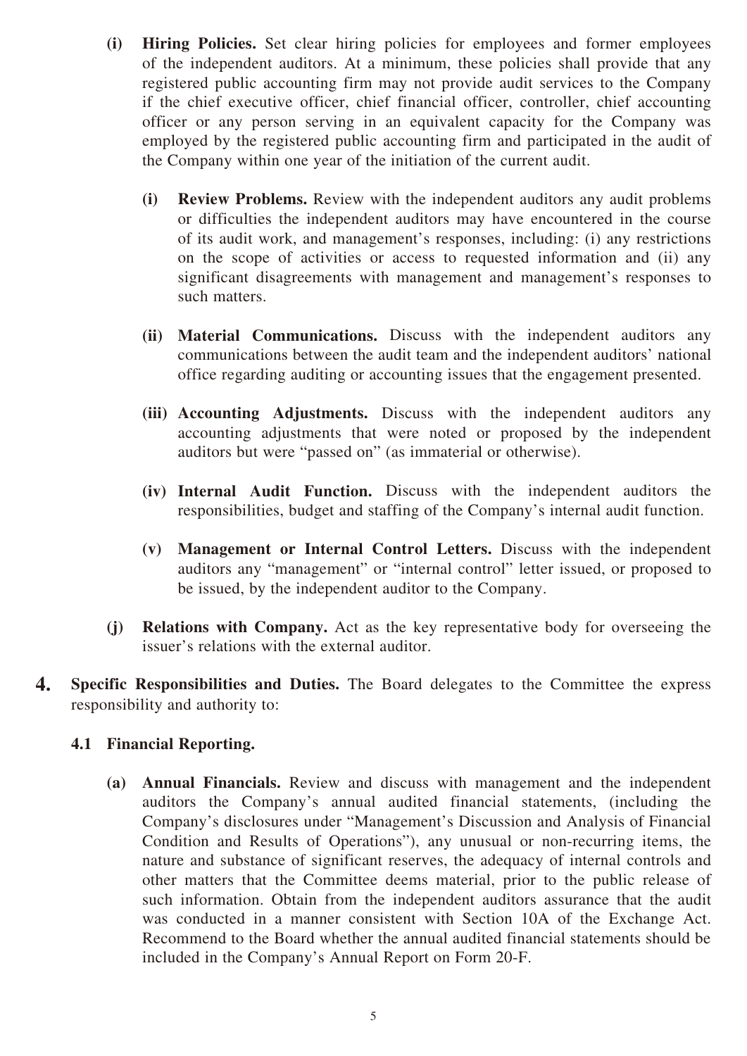**(i) Hiring Policies.** Set clear hiring policies for employees and former employees of the independent auditors. At a minimum, these policies shall provide that any registered public accounting firm may not provide audit services to the Company if the chief executive officer, chief financial officer, controller, chief accounting officer or any person serving in an equivalent capacity for the Company was employed by the registered public accounting firm and participated in the audit of the Company within one year of the initiation of the current audit.

**(i) Review Problems.** Review with the independent auditors any audit problems or difficulties the independent auditors may have encountered in the course of its audit work, and management's responses, including: (i) any restrictions on the scope of activities or access to requested information and (ii) any significant disagreements with management and management's responses to such matters.

**(ii) Material Communications.** Discuss with the independent auditors any communications between the audit team and the independent auditors' national office regarding auditing or accounting issues that the engagement presented.

**(iii) Accounting Adjustments.** Discuss with the independent auditors any accounting adjustments that were noted or proposed by the independent auditors but were "passed on" (as immaterial or otherwise).

**(iv) Internal Audit Function.** Discuss with the independent auditors the responsibilities, budget and staffing of the Company's internal audit function.

**(v) Management or Internal Control Letters.** Discuss with the independent auditors any "management" or "internal control" letter issued, or proposed to be issued, by the independent auditor to the Company.

**(j) Relations with Company.** Act as the key representative body for overseeing the issuer's relations with the external auditor.

**4. Specific Responsibilities and Duties.** The Board delegates to the Committee the express responsibility and authority to:

**4.1 Financial Reporting.**

**(a) Annual Financials.** Review and discuss with management and the independent auditors the Company's annual audited financial statements, (including the Company's disclosures under "Management's Discussion and Analysis of Financial Condition and Results of Operations"), any unusual or non-recurring items, the nature and substance of significant reserves, the adequacy of internal controls and other matters that the Committee deems material, prior to the public release of such information. Obtain from the independent auditors assurance that the audit was conducted in a manner consistent with Section 10A of the Exchange Act. Recommend to the Board whether the annual audited financial statements should be included in the Company's Annual Report on Form 20-F.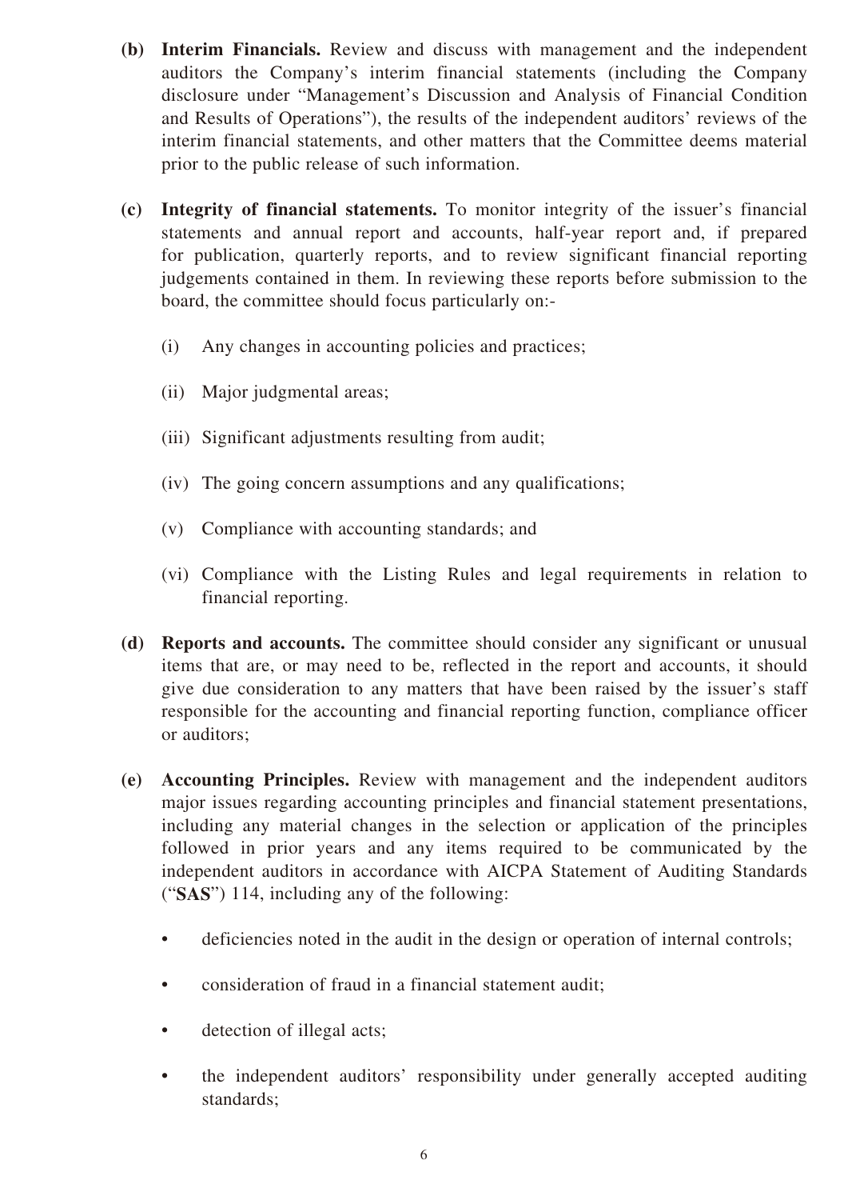**(b) Interim Financials.** Review and discuss with management and the independent auditors the Company's interim financial statements (including the Company disclosure under "Management's Discussion and Analysis of Financial Condition and Results of Operations"), the results of the independent auditors' reviews of the interim financial statements, and other matters that the Committee deems material prior to the public release of such information.

**(c) Integrity of financial statements.** To monitor integrity of the issuer's financial statements and annual report and accounts, half-year report and, if prepared for publication, quarterly reports, and to review significant financial reporting judgements contained in them. In reviewing these reports before submission to the board, the committee should focus particularly on:-

(i) Any changes in accounting policies and practices;

(ii) Major judgmental areas;

(iii) Significant adjustments resulting from audit;

(iv) The going concern assumptions and any qualifications;

(v) Compliance with accounting standards; and

(vi) Compliance with the Listing Rules and legal requirements in relation to financial reporting.

**(d) Reports and accounts.** The committee should consider any significant or unusual items that are, or may need to be, reflected in the report and accounts, it should give due consideration to any matters that have been raised by the issuer's staff responsible for the accounting and financial reporting function, compliance officer or auditors;

**(e) Accounting Principles.** Review with management and the independent auditors major issues regarding accounting principles and financial statement presentations, including any material changes in the selection or application of the principles followed in prior years and any items required to be communicated by the independent auditors in accordance with AICPA Statement of Auditing Standards ("**SAS**") 114, including any of the following:

- deficiencies noted in the audit in the design or operation of internal controls;
- consideration of fraud in a financial statement audit;
- detection of illegal acts;
- the independent auditors' responsibility under generally accepted auditing standards;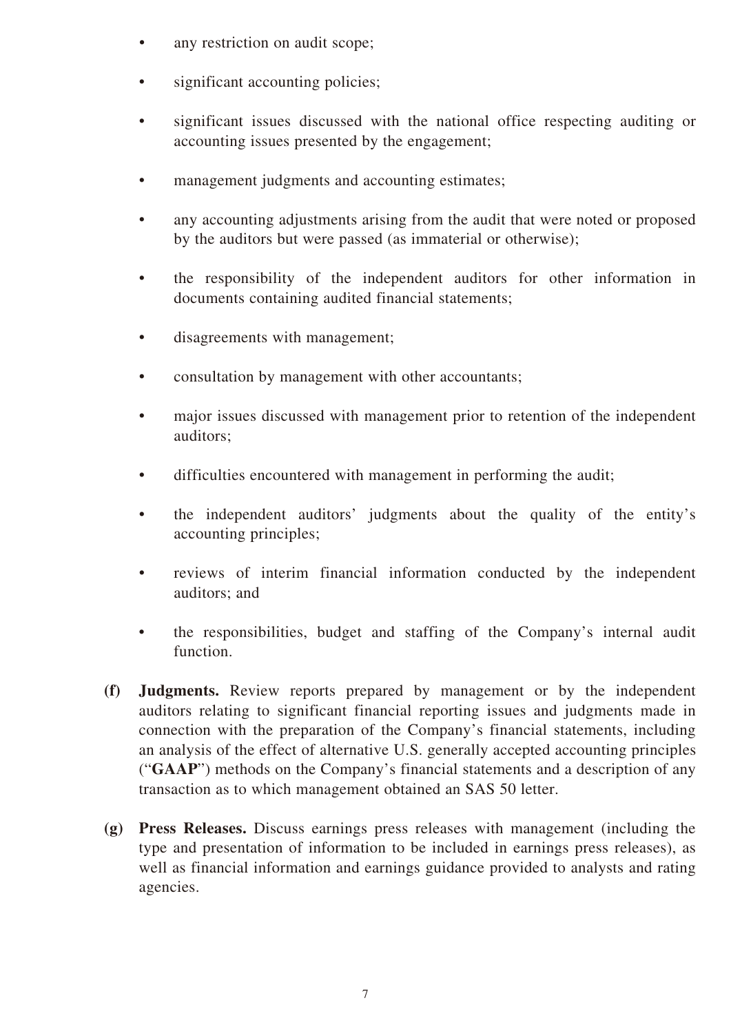- any restriction on audit scope;
- significant accounting policies;
- significant issues discussed with the national office respecting auditing or accounting issues presented by the engagement;
- management judgments and accounting estimates;
- any accounting adjustments arising from the audit that were noted or proposed by the auditors but were passed (as immaterial or otherwise);
- the responsibility of the independent auditors for other information in documents containing audited financial statements;
- disagreements with management;
- consultation by management with other accountants;
- major issues discussed with management prior to retention of the independent auditors;
- difficulties encountered with management in performing the audit;
- the independent auditors' judgments about the quality of the entity's accounting principles;
- reviews of interim financial information conducted by the independent auditors; and
- the responsibilities, budget and staffing of the Company's internal audit function.

**(f) Judgments.** Review reports prepared by management or by the independent auditors relating to significant financial reporting issues and judgments made in connection with the preparation of the Company's financial statements, including an analysis of the effect of alternative U.S. generally accepted accounting principles ("**GAAP**") methods on the Company's financial statements and a description of any transaction as to which management obtained an SAS 50 letter.

**(g) Press Releases.** Discuss earnings press releases with management (including the type and presentation of information to be included in earnings press releases), as well as financial information and earnings guidance provided to analysts and rating agencies.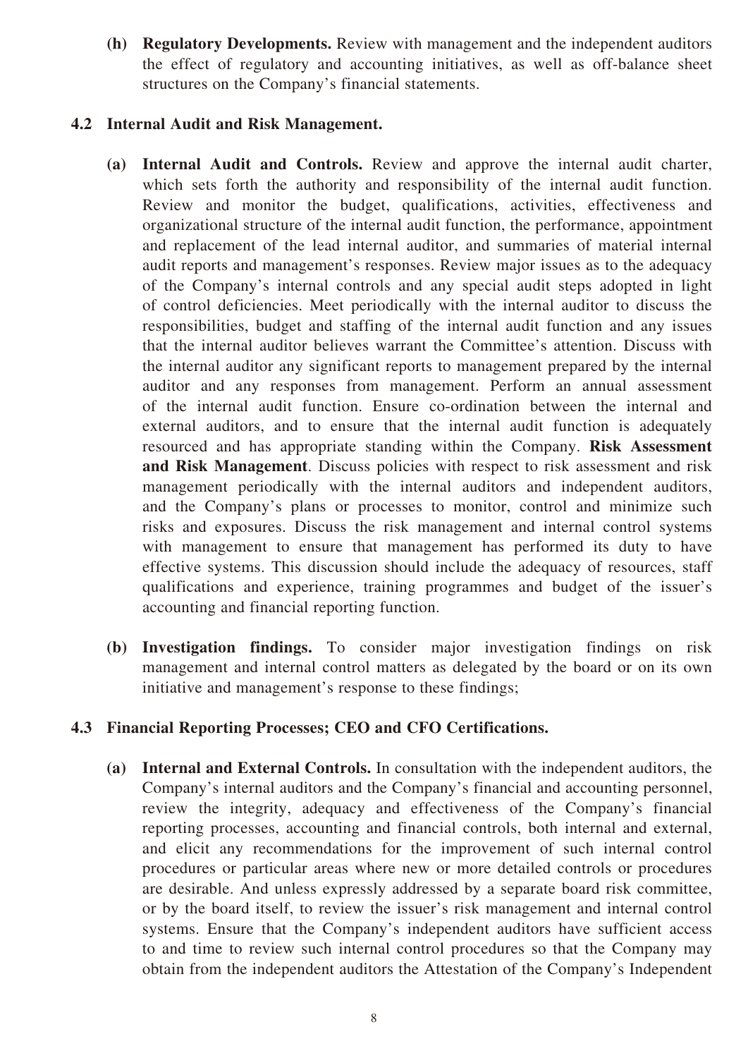**(h) Regulatory Developments.** Review with management and the independent auditors the effect of regulatory and accounting initiatives, as well as off-balance sheet structures on the Company's financial statements.

### 4.2 Internal Audit and Risk Management.

**(a) Internal Audit and Controls.** Review and approve the internal audit charter, which sets forth the authority and responsibility of the internal audit function. Review and monitor the budget, qualifications, activities, effectiveness and organizational structure of the internal audit function, the performance, appointment and replacement of the lead internal auditor, and summaries of material internal audit reports and management's responses. Review major issues as to the adequacy of the Company's internal controls and any special audit steps adopted in light of control deficiencies. Meet periodically with the internal auditor to discuss the responsibilities, budget and staffing of the internal audit function and any issues that the internal auditor believes warrant the Committee's attention. Discuss with the internal auditor any significant reports to management prepared by the internal auditor and any responses from management. Perform an annual assessment of the internal audit function. Ensure co-ordination between the internal and external auditors, and to ensure that the internal audit function is adequately resourced and has appropriate standing within the Company. **Risk Assessment and Risk Management**. Discuss policies with respect to risk assessment and risk management periodically with the internal auditors and independent auditors, and the Company's plans or processes to monitor, control and minimize such risks and exposures. Discuss the risk management and internal control systems with management to ensure that management has performed its duty to have effective systems. This discussion should include the adequacy of resources, staff qualifications and experience, training programmes and budget of the issuer's accounting and financial reporting function.

**(b) Investigation findings.** To consider major investigation findings on risk management and internal control matters as delegated by the board or on its own initiative and management's response to these findings;

### 4.3 Financial Reporting Processes; CEO and CFO Certifications.

**(a) Internal and External Controls.** In consultation with the independent auditors, the Company's internal auditors and the Company's financial and accounting personnel, review the integrity, adequacy and effectiveness of the Company's financial reporting processes, accounting and financial controls, both internal and external, and elicit any recommendations for the improvement of such internal control procedures or particular areas where new or more detailed controls or procedures are desirable. And unless expressly addressed by a separate board risk committee, or by the board itself, to review the issuer's risk management and internal control systems. Ensure that the Company's independent auditors have sufficient access to and time to review such internal control procedures so that the Company may obtain from the independent auditors the Attestation of the Company's Independent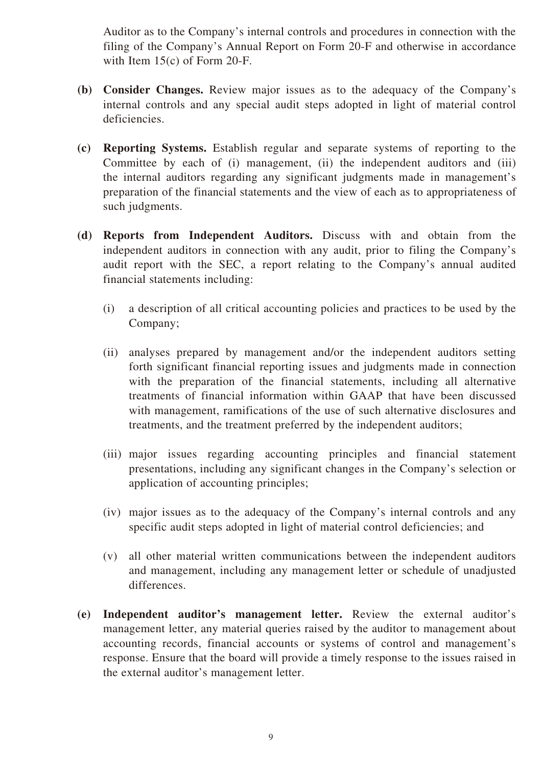Auditor as to the Company's internal controls and procedures in connection with the filing of the Company's Annual Report on Form 20-F and otherwise in accordance with Item 15(c) of Form 20-F.

**(b) Consider Changes.** Review major issues as to the adequacy of the Company's internal controls and any special audit steps adopted in light of material control deficiencies.

**(c) Reporting Systems.** Establish regular and separate systems of reporting to the Committee by each of (i) management, (ii) the independent auditors and (iii) the internal auditors regarding any significant judgments made in management's preparation of the financial statements and the view of each as to appropriateness of such judgments.

**(d) Reports from Independent Auditors.** Discuss with and obtain from the independent auditors in connection with any audit, prior to filing the Company's audit report with the SEC, a report relating to the Company's annual audited financial statements including:

(i) a description of all critical accounting policies and practices to be used by the Company;

(ii) analyses prepared by management and/or the independent auditors setting forth significant financial reporting issues and judgments made in connection with the preparation of the financial statements, including all alternative treatments of financial information within GAAP that have been discussed with management, ramifications of the use of such alternative disclosures and treatments, and the treatment preferred by the independent auditors;

(iii) major issues regarding accounting principles and financial statement presentations, including any significant changes in the Company's selection or application of accounting principles;

(iv) major issues as to the adequacy of the Company's internal controls and any specific audit steps adopted in light of material control deficiencies; and

(v) all other material written communications between the independent auditors and management, including any management letter or schedule of unadjusted differences.

**(e) Independent auditor's management letter.** Review the external auditor's management letter, any material queries raised by the auditor to management about accounting records, financial accounts or systems of control and management's response. Ensure that the board will provide a timely response to the issues raised in the external auditor's management letter.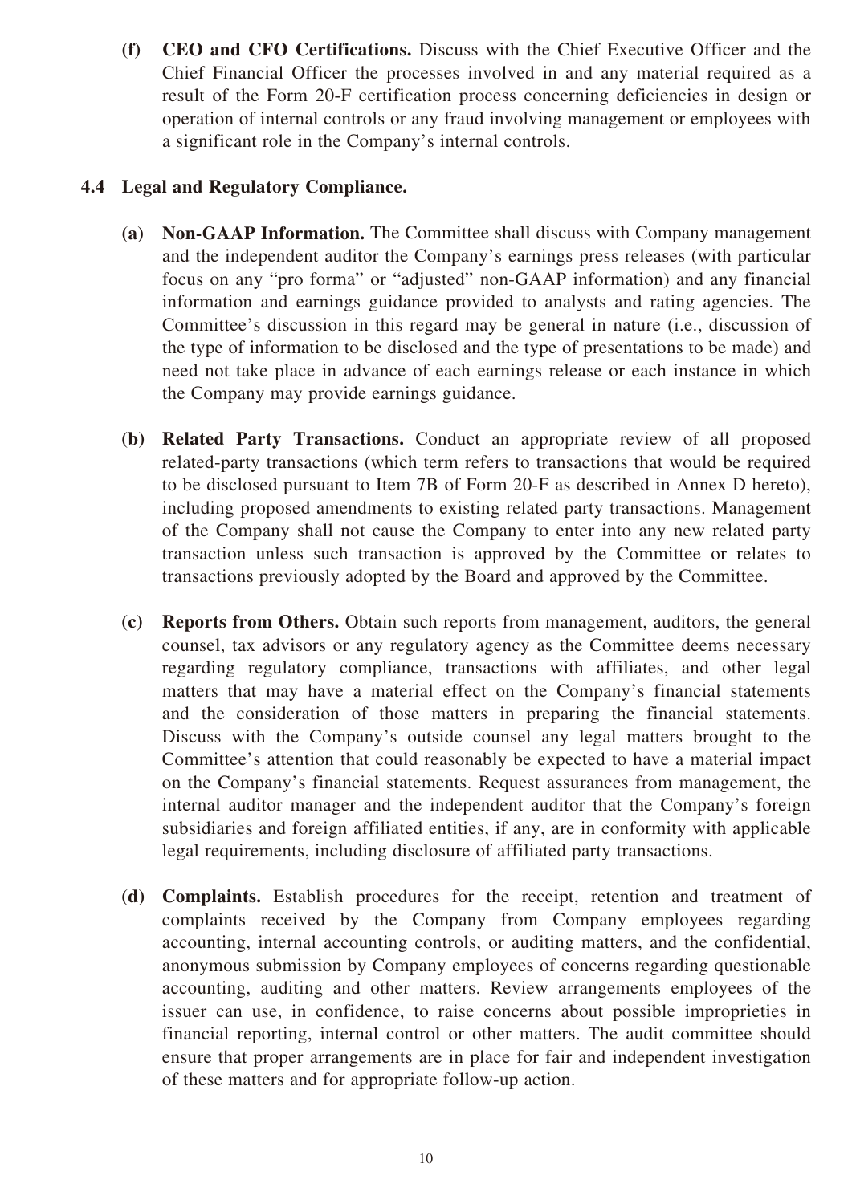**(f) CEO and CFO Certifications.** Discuss with the Chief Executive Officer and the Chief Financial Officer the processes involved in and any material required as a result of the Form 20-F certification process concerning deficiencies in design or operation of internal controls or any fraud involving management or employees with a significant role in the Company's internal controls.

### 4.4 Legal and Regulatory Compliance.

**(a) Non-GAAP Information.** The Committee shall discuss with Company management and the independent auditor the Company's earnings press releases (with particular focus on any "pro forma" or "adjusted" non-GAAP information) and any financial information and earnings guidance provided to analysts and rating agencies. The Committee's discussion in this regard may be general in nature (i.e., discussion of the type of information to be disclosed and the type of presentations to be made) and need not take place in advance of each earnings release or each instance in which the Company may provide earnings guidance.

**(b) Related Party Transactions.** Conduct an appropriate review of all proposed related-party transactions (which term refers to transactions that would be required to be disclosed pursuant to Item 7B of Form 20-F as described in Annex D hereto), including proposed amendments to existing related party transactions. Management of the Company shall not cause the Company to enter into any new related party transaction unless such transaction is approved by the Committee or relates to transactions previously adopted by the Board and approved by the Committee.

**(c) Reports from Others.** Obtain such reports from management, auditors, the general counsel, tax advisors or any regulatory agency as the Committee deems necessary regarding regulatory compliance, transactions with affiliates, and other legal matters that may have a material effect on the Company's financial statements and the consideration of those matters in preparing the financial statements. Discuss with the Company's outside counsel any legal matters brought to the Committee's attention that could reasonably be expected to have a material impact on the Company's financial statements. Request assurances from management, the internal auditor manager and the independent auditor that the Company's foreign subsidiaries and foreign affiliated entities, if any, are in conformity with applicable legal requirements, including disclosure of affiliated party transactions.

**(d) Complaints.** Establish procedures for the receipt, retention and treatment of complaints received by the Company from Company employees regarding accounting, internal accounting controls, or auditing matters, and the confidential, anonymous submission by Company employees of concerns regarding questionable accounting, auditing and other matters. Review arrangements employees of the issuer can use, in confidence, to raise concerns about possible improprieties in financial reporting, internal control or other matters. The audit committee should ensure that proper arrangements are in place for fair and independent investigation of these matters and for appropriate follow-up action.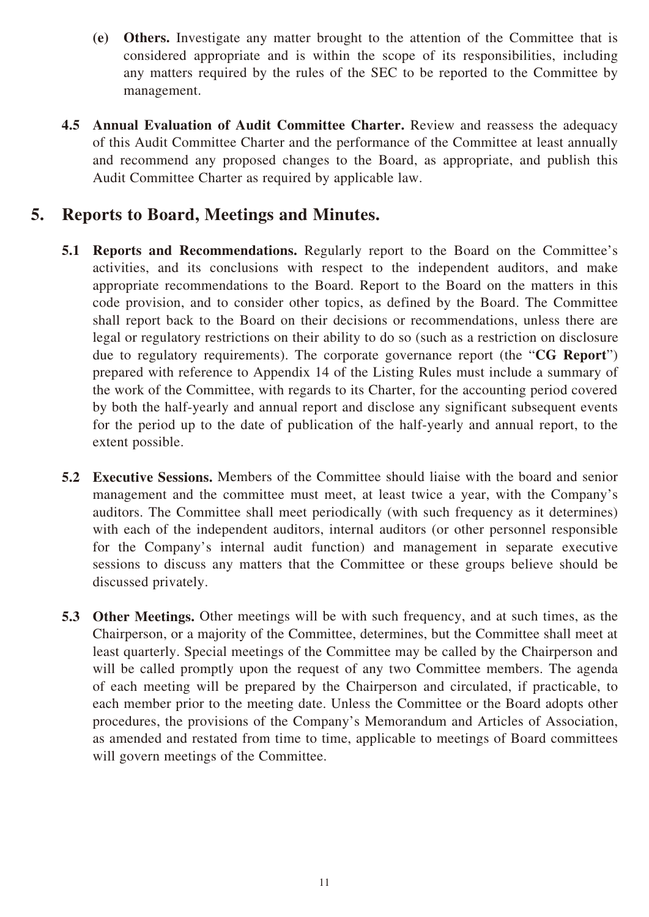**(e) Others.** Investigate any matter brought to the attention of the Committee that is considered appropriate and is within the scope of its responsibilities, including any matters required by the rules of the SEC to be reported to the Committee by management.

**4.5 Annual Evaluation of Audit Committee Charter.** Review and reassess the adequacy of this Audit Committee Charter and the performance of the Committee at least annually and recommend any proposed changes to the Board, as appropriate, and publish this Audit Committee Charter as required by applicable law.

## 5. Reports to Board, Meetings and Minutes.

**5.1 Reports and Recommendations.** Regularly report to the Board on the Committee's activities, and its conclusions with respect to the independent auditors, and make appropriate recommendations to the Board. Report to the Board on the matters in this code provision, and to consider other topics, as defined by the Board. The Committee shall report back to the Board on their decisions or recommendations, unless there are legal or regulatory restrictions on their ability to do so (such as a restriction on disclosure due to regulatory requirements). The corporate governance report (the "**CG Report**") prepared with reference to Appendix 14 of the Listing Rules must include a summary of the work of the Committee, with regards to its Charter, for the accounting period covered by both the half-yearly and annual report and disclose any significant subsequent events for the period up to the date of publication of the half-yearly and annual report, to the extent possible.

**5.2 Executive Sessions.** Members of the Committee should liaise with the board and senior management and the committee must meet, at least twice a year, with the Company's auditors. The Committee shall meet periodically (with such frequency as it determines) with each of the independent auditors, internal auditors (or other personnel responsible for the Company's internal audit function) and management in separate executive sessions to discuss any matters that the Committee or these groups believe should be discussed privately.

**5.3 Other Meetings.** Other meetings will be with such frequency, and at such times, as the Chairperson, or a majority of the Committee, determines, but the Committee shall meet at least quarterly. Special meetings of the Committee may be called by the Chairperson and will be called promptly upon the request of any two Committee members. The agenda of each meeting will be prepared by the Chairperson and circulated, if practicable, to each member prior to the meeting date. Unless the Committee or the Board adopts other procedures, the provisions of the Company's Memorandum and Articles of Association, as amended and restated from time to time, applicable to meetings of Board committees will govern meetings of the Committee.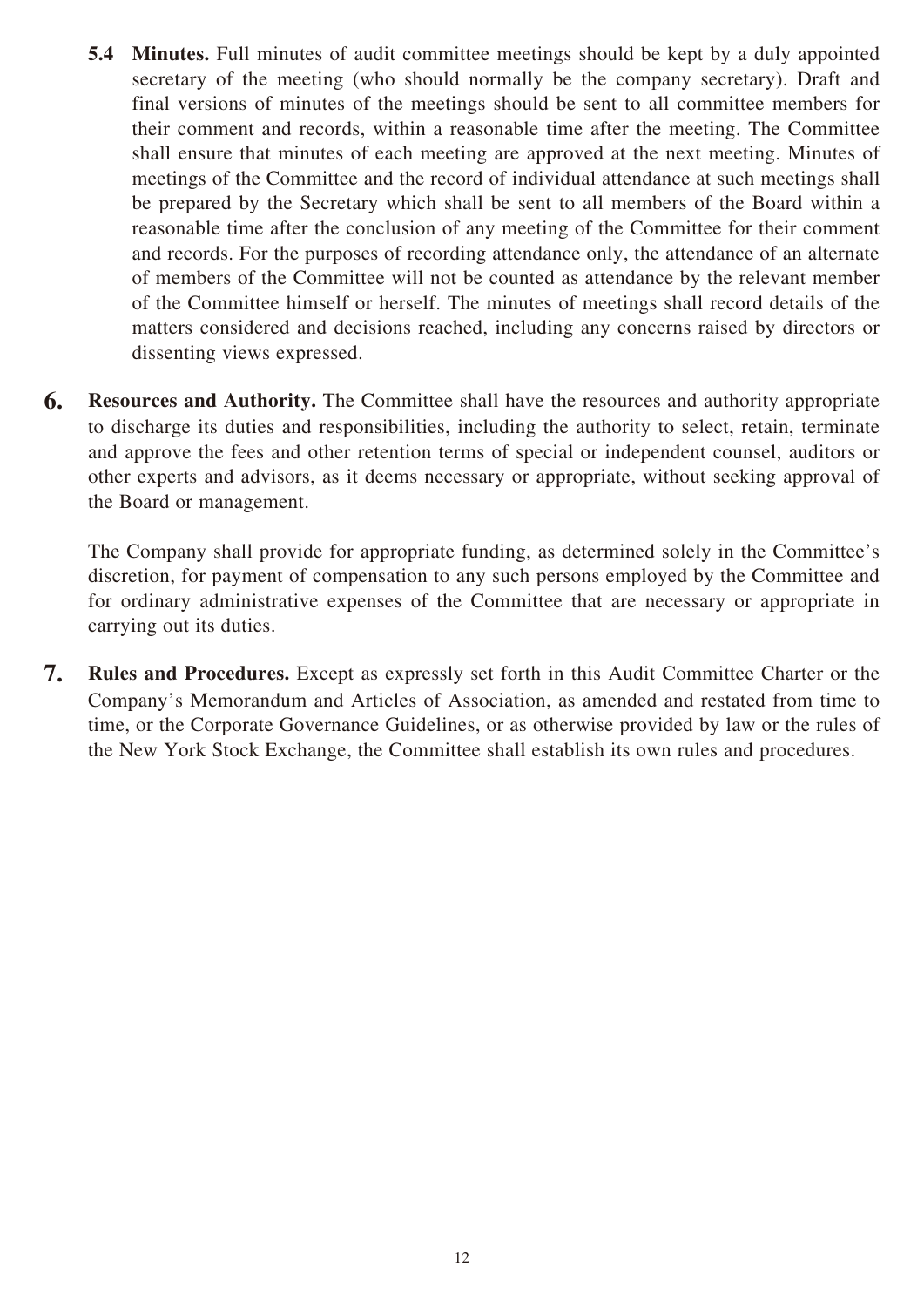**5.4 Minutes.** Full minutes of audit committee meetings should be kept by a duly appointed secretary of the meeting (who should normally be the company secretary). Draft and final versions of minutes of the meetings should be sent to all committee members for their comment and records, within a reasonable time after the meeting. The Committee shall ensure that minutes of each meeting are approved at the next meeting. Minutes of meetings of the Committee and the record of individual attendance at such meetings shall be prepared by the Secretary which shall be sent to all members of the Board within a reasonable time after the conclusion of any meeting of the Committee for their comment and records. For the purposes of recording attendance only, the attendance of an alternate of members of the Committee will not be counted as attendance by the relevant member of the Committee himself or herself. The minutes of meetings shall record details of the matters considered and decisions reached, including any concerns raised by directors or dissenting views expressed.

**6. Resources and Authority.** The Committee shall have the resources and authority appropriate to discharge its duties and responsibilities, including the authority to select, retain, terminate and approve the fees and other retention terms of special or independent counsel, auditors or other experts and advisors, as it deems necessary or appropriate, without seeking approval of the Board or management.

The Company shall provide for appropriate funding, as determined solely in the Committee's discretion, for payment of compensation to any such persons employed by the Committee and for ordinary administrative expenses of the Committee that are necessary or appropriate in carrying out its duties.

**7. Rules and Procedures.** Except as expressly set forth in this Audit Committee Charter or the Company's Memorandum and Articles of Association, as amended and restated from time to time, or the Corporate Governance Guidelines, or as otherwise provided by law or the rules of the New York Stock Exchange, the Committee shall establish its own rules and procedures.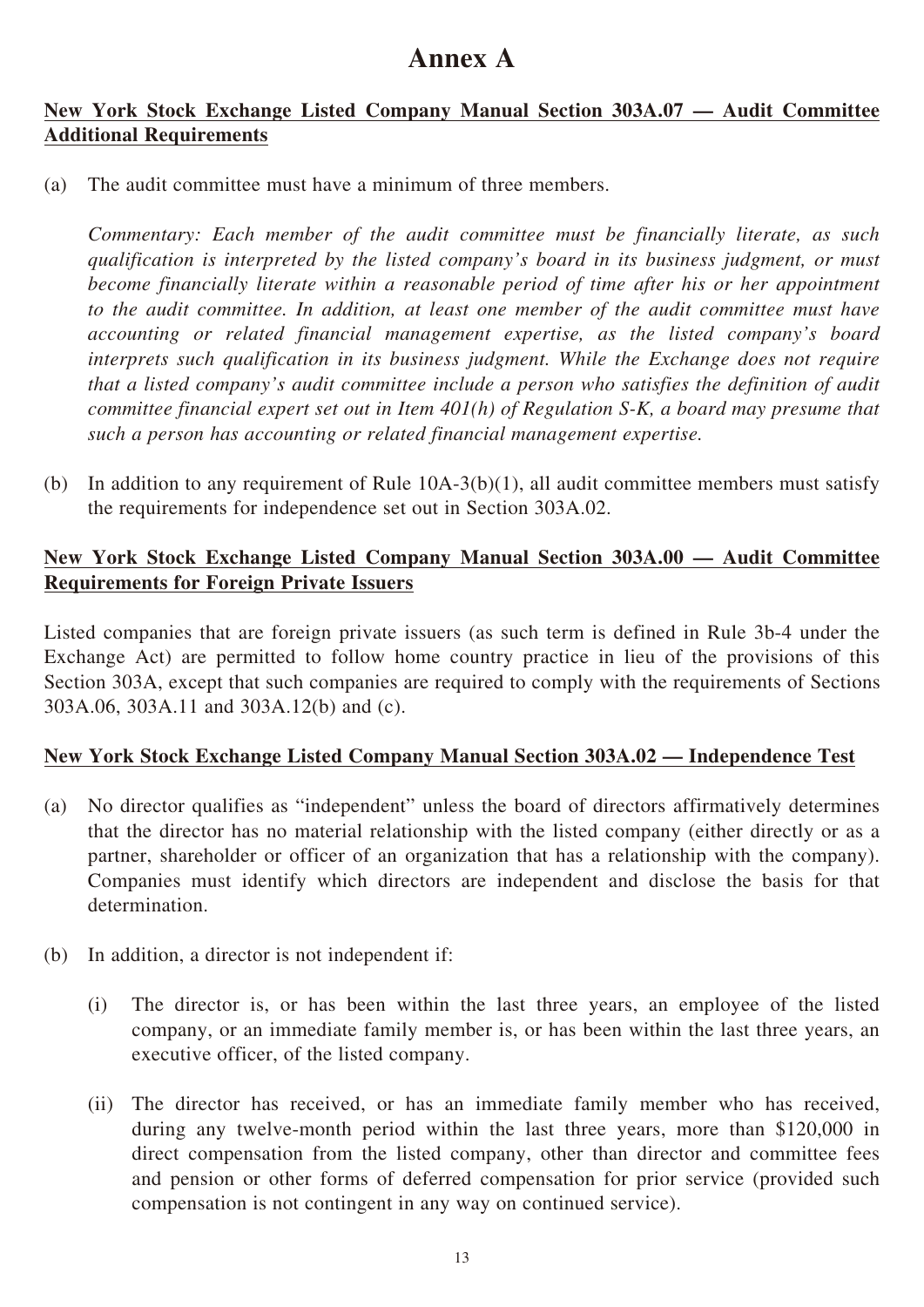# Annex A

**<u>New York Stock Exchange Listed Company Manual Section 303A.07 — Audit Committee Additional Requirements</u>**

(a) The audit committee must have a minimum of three members.

*Commentary: Each member of the audit committee must be financially literate, as such qualification is interpreted by the listed company's board in its business judgment, or must become financially literate within a reasonable period of time after his or her appointment to the audit committee. In addition, at least one member of the audit committee must have accounting or related financial management expertise, as the listed company's board interprets such qualification in its business judgment. While the Exchange does not require that a listed company's audit committee include a person who satisfies the definition of audit committee financial expert set out in Item 401(h) of Regulation S-K, a board may presume that such a person has accounting or related financial management expertise.*

(b) In addition to any requirement of Rule 10A-3(b)(1), all audit committee members must satisfy the requirements for independence set out in Section 303A.02.

**<u>New York Stock Exchange Listed Company Manual Section 303A.00 — Audit Committee Requirements for Foreign Private Issuers</u>**

Listed companies that are foreign private issuers (as such term is defined in Rule 3b-4 under the Exchange Act) are permitted to follow home country practice in lieu of the provisions of this Section 303A, except that such companies are required to comply with the requirements of Sections 303A.06, 303A.11 and 303A.12(b) and (c).

**<u>New York Stock Exchange Listed Company Manual Section 303A.02 — Independence Test</u>**

(a) No director qualifies as "independent" unless the board of directors affirmatively determines that the director has no material relationship with the listed company (either directly or as a partner, shareholder or officer of an organization that has a relationship with the company). Companies must identify which directors are independent and disclose the basis for that determination.

(b) In addition, a director is not independent if:

(i) The director is, or has been within the last three years, an employee of the listed company, or an immediate family member is, or has been within the last three years, an executive officer, of the listed company.

(ii) The director has received, or has an immediate family member who has received, during any twelve-month period within the last three years, more than $120,000 in direct compensation from the listed company, other than director and committee fees and pension or other forms of deferred compensation for prior service (provided such compensation is not contingent in any way on continued service).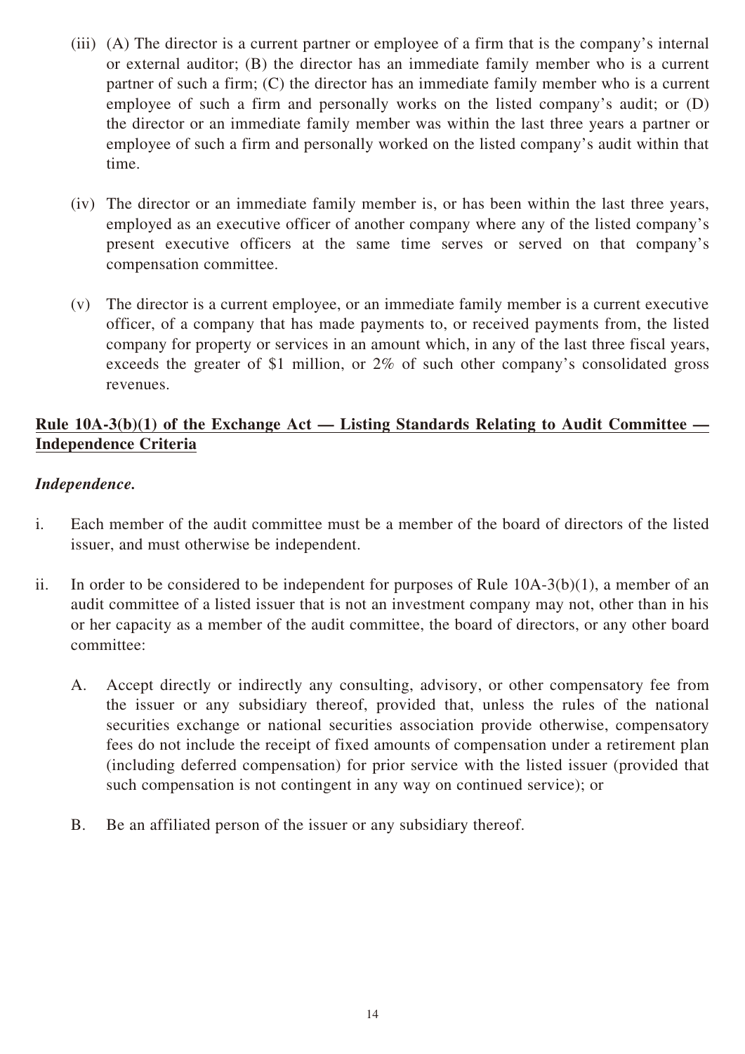(iii) (A) The director is a current partner or employee of a firm that is the company's internal or external auditor; (B) the director has an immediate family member who is a current partner of such a firm; (C) the director has an immediate family member who is a current employee of such a firm and personally works on the listed company's audit; or (D) the director or an immediate family member was within the last three years a partner or employee of such a firm and personally worked on the listed company's audit within that time.

(iv) The director or an immediate family member is, or has been within the last three years, employed as an executive officer of another company where any of the listed company's present executive officers at the same time serves or served on that company's compensation committee.

(v) The director is a current employee, or an immediate family member is a current executive officer, of a company that has made payments to, or received payments from, the listed company for property or services in an amount which, in any of the last three fiscal years, exceeds the greater of $1 million, or 2% of such other company's consolidated gross revenues.

**Rule 10A-3(b)(1) of the Exchange Act — Listing Standards Relating to Audit Committee — Independence Criteria**

***Independence.***

i. Each member of the audit committee must be a member of the board of directors of the listed issuer, and must otherwise be independent.

ii. In order to be considered to be independent for purposes of Rule 10A-3(b)(1), a member of an audit committee of a listed issuer that is not an investment company may not, other than in his or her capacity as a member of the audit committee, the board of directors, or any other board committee:

   A. Accept directly or indirectly any consulting, advisory, or other compensatory fee from the issuer or any subsidiary thereof, provided that, unless the rules of the national securities exchange or national securities association provide otherwise, compensatory fees do not include the receipt of fixed amounts of compensation under a retirement plan (including deferred compensation) for prior service with the listed issuer (provided that such compensation is not contingent in any way on continued service); or

   B. Be an affiliated person of the issuer or any subsidiary thereof.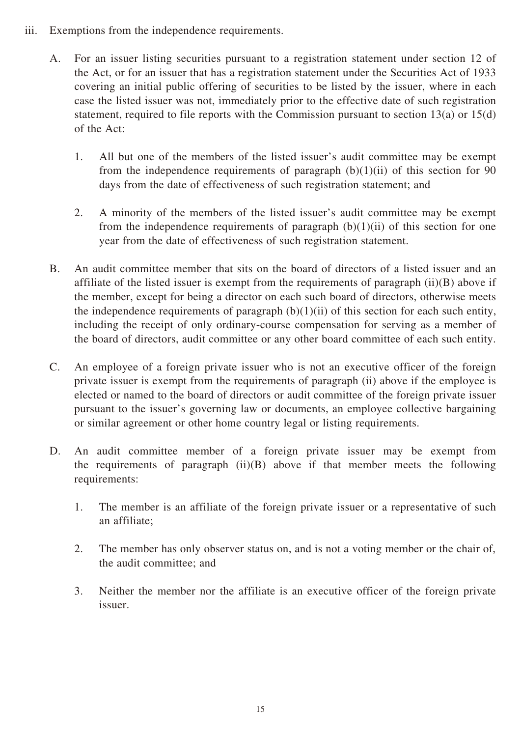iii. Exemptions from the independence requirements.

   A. For an issuer listing securities pursuant to a registration statement under section 12 of the Act, or for an issuer that has a registration statement under the Securities Act of 1933 covering an initial public offering of securities to be listed by the issuer, where in each case the listed issuer was not, immediately prior to the effective date of such registration statement, required to file reports with the Commission pursuant to section 13(a) or 15(d) of the Act:

      1. All but one of the members of the listed issuer's audit committee may be exempt from the independence requirements of paragraph (b)(1)(ii) of this section for 90 days from the date of effectiveness of such registration statement; and

      2. A minority of the members of the listed issuer's audit committee may be exempt from the independence requirements of paragraph (b)(1)(ii) of this section for one year from the date of effectiveness of such registration statement.

   B. An audit committee member that sits on the board of directors of a listed issuer and an affiliate of the listed issuer is exempt from the requirements of paragraph (ii)(B) above if the member, except for being a director on each such board of directors, otherwise meets the independence requirements of paragraph (b)(1)(ii) of this section for each such entity, including the receipt of only ordinary-course compensation for serving as a member of the board of directors, audit committee or any other board committee of each such entity.

   C. An employee of a foreign private issuer who is not an executive officer of the foreign private issuer is exempt from the requirements of paragraph (ii) above if the employee is elected or named to the board of directors or audit committee of the foreign private issuer pursuant to the issuer's governing law or documents, an employee collective bargaining or similar agreement or other home country legal or listing requirements.

   D. An audit committee member of a foreign private issuer may be exempt from the requirements of paragraph (ii)(B) above if that member meets the following requirements:

      1. The member is an affiliate of the foreign private issuer or a representative of such an affiliate;

      2. The member has only observer status on, and is not a voting member or the chair of, the audit committee; and

      3. Neither the member nor the affiliate is an executive officer of the foreign private issuer.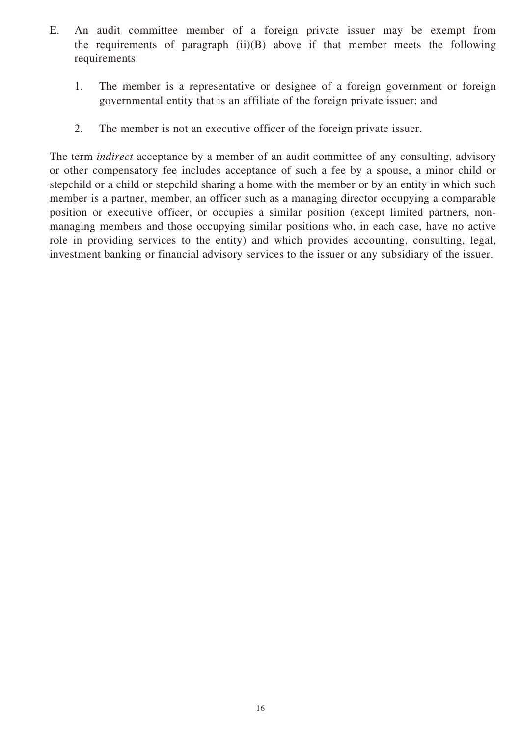E. An audit committee member of a foreign private issuer may be exempt from the requirements of paragraph (ii)(B) above if that member meets the following requirements:

   1. The member is a representative or designee of a foreign government or foreign governmental entity that is an affiliate of the foreign private issuer; and

   2. The member is not an executive officer of the foreign private issuer.

The term *indirect* acceptance by a member of an audit committee of any consulting, advisory or other compensatory fee includes acceptance of such a fee by a spouse, a minor child or stepchild or a child or stepchild sharing a home with the member or by an entity in which such member is a partner, member, an officer such as a managing director occupying a comparable position or executive officer, or occupies a similar position (except limited partners, non-managing members and those occupying similar positions who, in each case, have no active role in providing services to the entity) and which provides accounting, consulting, legal, investment banking or financial advisory services to the issuer or any subsidiary of the issuer.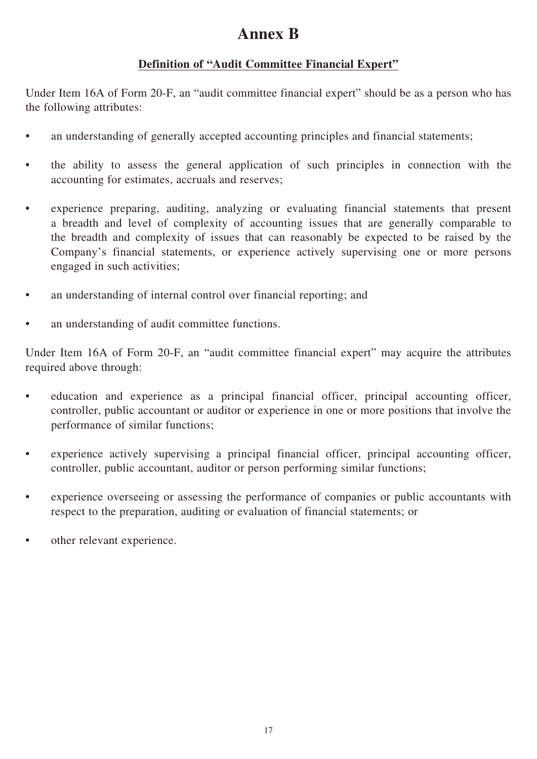# Annex B

## Definition of "Audit Committee Financial Expert"

Under Item 16A of Form 20-F, an "audit committee financial expert" should be as a person who has the following attributes:

- an understanding of generally accepted accounting principles and financial statements;
- the ability to assess the general application of such principles in connection with the accounting for estimates, accruals and reserves;
- experience preparing, auditing, analyzing or evaluating financial statements that present a breadth and level of complexity of accounting issues that are generally comparable to the breadth and complexity of issues that can reasonably be expected to be raised by the Company's financial statements, or experience actively supervising one or more persons engaged in such activities;
- an understanding of internal control over financial reporting; and
- an understanding of audit committee functions.

Under Item 16A of Form 20-F, an "audit committee financial expert" may acquire the attributes required above through:

- education and experience as a principal financial officer, principal accounting officer, controller, public accountant or auditor or experience in one or more positions that involve the performance of similar functions;
- experience actively supervising a principal financial officer, principal accounting officer, controller, public accountant, auditor or person performing similar functions;
- experience overseeing or assessing the performance of companies or public accountants with respect to the preparation, auditing or evaluation of financial statements; or
- other relevant experience.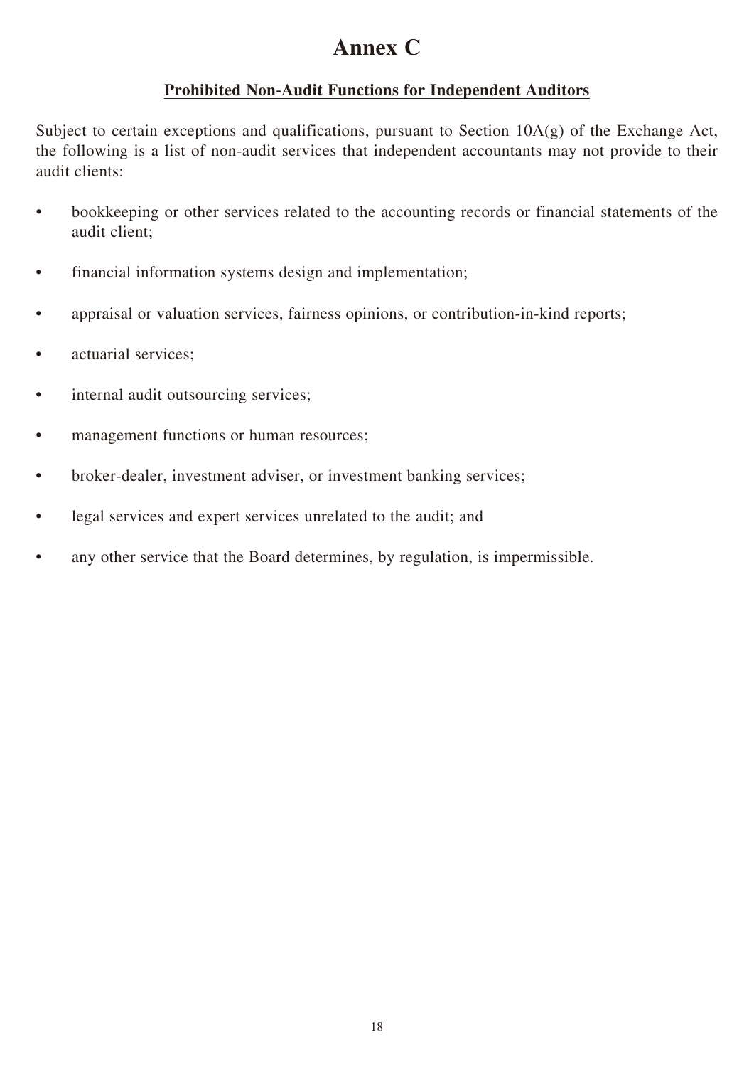# Annex C

## Prohibited Non-Audit Functions for Independent Auditors

Subject to certain exceptions and qualifications, pursuant to Section 10A(g) of the Exchange Act, the following is a list of non-audit services that independent accountants may not provide to their audit clients:

- bookkeeping or other services related to the accounting records or financial statements of the audit client;
- financial information systems design and implementation;
- appraisal or valuation services, fairness opinions, or contribution-in-kind reports;
- actuarial services;
- internal audit outsourcing services;
- management functions or human resources;
- broker-dealer, investment adviser, or investment banking services;
- legal services and expert services unrelated to the audit; and
- any other service that the Board determines, by regulation, is impermissible.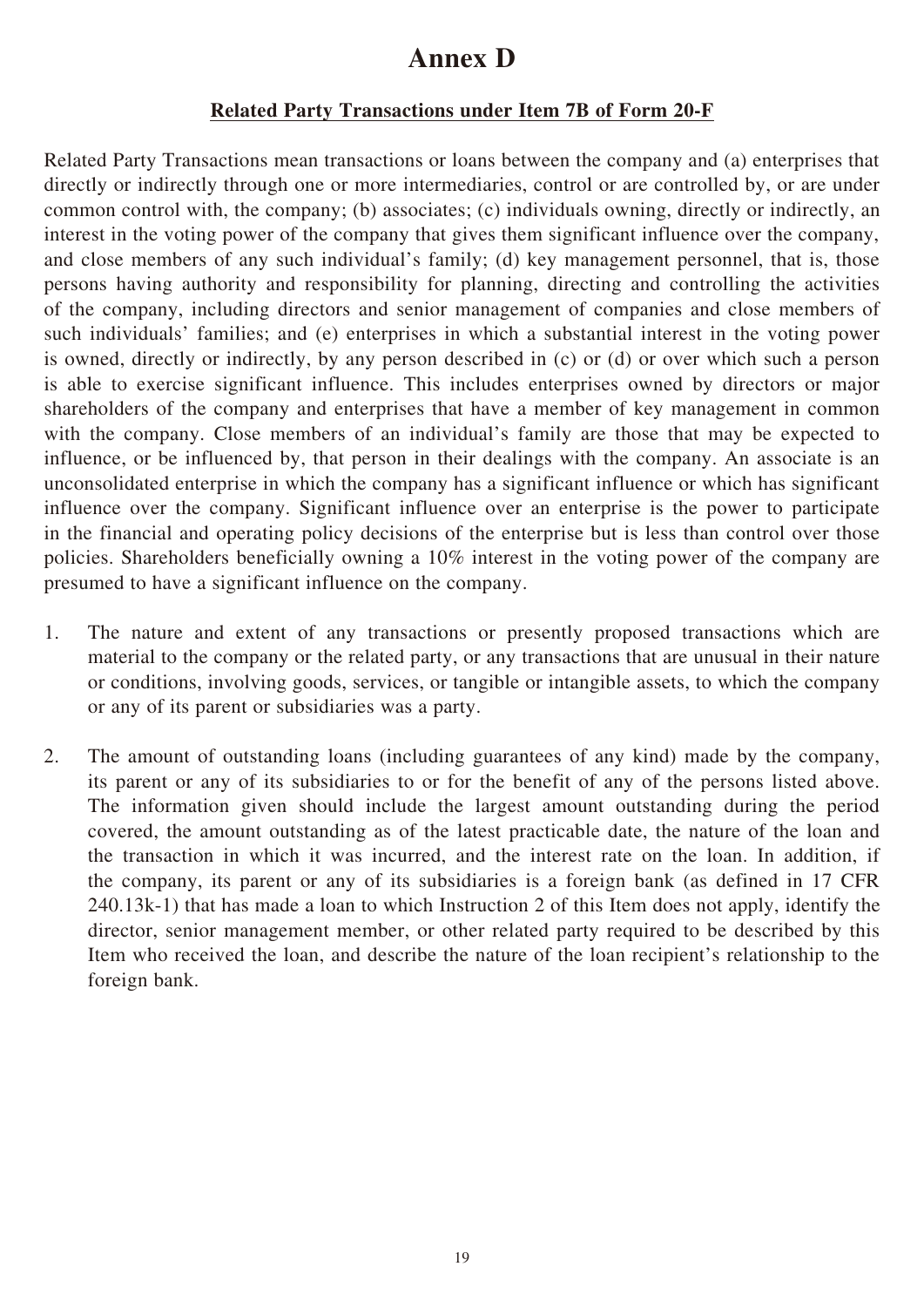# Annex D

## Related Party Transactions under Item 7B of Form 20-F

Related Party Transactions mean transactions or loans between the company and (a) enterprises that directly or indirectly through one or more intermediaries, control or are controlled by, or are under common control with, the company; (b) associates; (c) individuals owning, directly or indirectly, an interest in the voting power of the company that gives them significant influence over the company, and close members of any such individual's family; (d) key management personnel, that is, those persons having authority and responsibility for planning, directing and controlling the activities of the company, including directors and senior management of companies and close members of such individuals' families; and (e) enterprises in which a substantial interest in the voting power is owned, directly or indirectly, by any person described in (c) or (d) or over which such a person is able to exercise significant influence. This includes enterprises owned by directors or major shareholders of the company and enterprises that have a member of key management in common with the company. Close members of an individual's family are those that may be expected to influence, or be influenced by, that person in their dealings with the company. An associate is an unconsolidated enterprise in which the company has a significant influence or which has significant influence over the company. Significant influence over an enterprise is the power to participate in the financial and operating policy decisions of the enterprise but is less than control over those policies. Shareholders beneficially owning a 10% interest in the voting power of the company are presumed to have a significant influence on the company.

1. The nature and extent of any transactions or presently proposed transactions which are material to the company or the related party, or any transactions that are unusual in their nature or conditions, involving goods, services, or tangible or intangible assets, to which the company or any of its parent or subsidiaries was a party.

2. The amount of outstanding loans (including guarantees of any kind) made by the company, its parent or any of its subsidiaries to or for the benefit of any of the persons listed above. The information given should include the largest amount outstanding during the period covered, the amount outstanding as of the latest practicable date, the nature of the loan and the transaction in which it was incurred, and the interest rate on the loan. In addition, if the company, its parent or any of its subsidiaries is a foreign bank (as defined in 17 CFR 240.13k-1) that has made a loan to which Instruction 2 of this Item does not apply, identify the director, senior management member, or other related party required to be described by this Item who received the loan, and describe the nature of the loan recipient's relationship to the foreign bank.